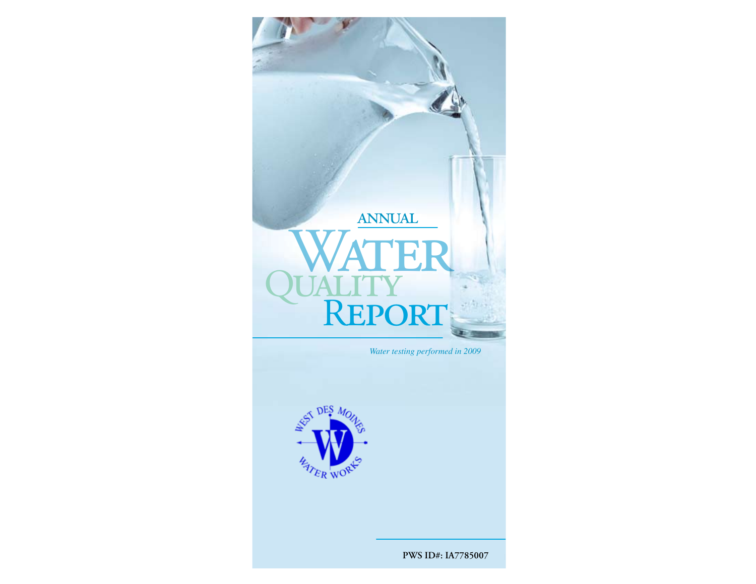# ANNUAL WATER QUALITY REPORT

*Water testing performed in 2009*

WEST DES MOINES WATER WORKS

**PWS ID#: IA7785007**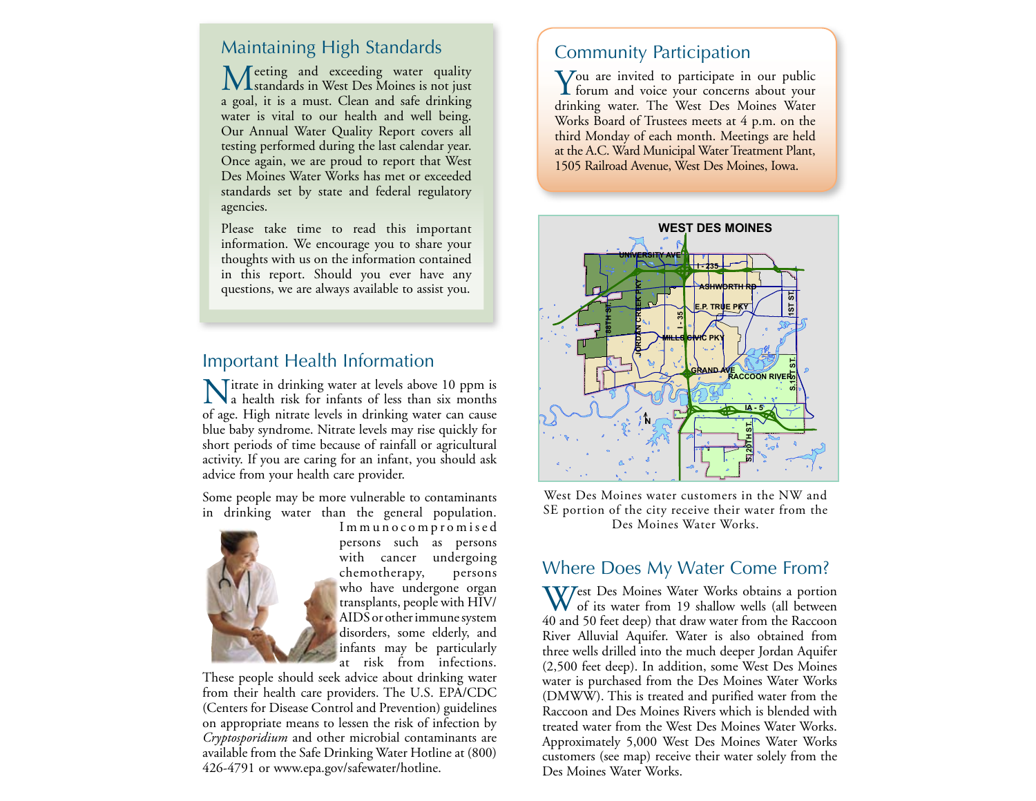## Maintaining High Standards

Meeting and exceeding water quality standards in West Des Moines is not just a goal, it is a must. Clean and safe drinking water is vital to our health and well being. Our Annual Water Quality Report covers all testing performed during the last calendar year. Once again, we are proud to report that West Des Moines Water Works has met or exceeded standards set by state and federal regulatory agencies.

Please take time to read this important information. We encourage you to share your thoughts with us on the information contained in this report. Should you ever have any questions, we are always available to assist you.

## Important Health Information

Nitrate in drinking water at levels above 10 ppm is a health risk for infants of less than six months of age. High nitrate levels in drinking water can cause blue baby syndrome. Nitrate levels may rise quickly for short periods of time because of rainfall or agricultural activity. If you are caring for an infant, you should ask advice from your health care provider.

Some people may be more vulnerable to contaminants in drinking water than the general population. Immunocompromised persons such as persons with cancer undergoing chemotherapy, persons who have undergone organ transplants, people with HIV/AIDS or other immune system disorders, some elderly, and infants may be particularly at risk from infections. These people should seek advice about drinking water from their health care providers. The U.S. EPA/CDC (Centers for Disease Control and Prevention) guidelines on appropriate means to lessen the risk of infection by *Cryptosporidium* and other microbial contaminants are available from the Safe Drinking Water Hotline at (800) 426-4791 or www.epa.gov/safewater/hotline.

## Community Participation

You are invited to participate in our public forum and voice your concerns about your drinking water. The West Des Moines Water Works Board of Trustees meets at 4 p.m. on the third Monday of each month. Meetings are held at the A.C. Ward Municipal Water Treatment Plant, 1505 Railroad Avenue, West Des Moines, Iowa.

West Des Moines water customers in the NW and SE portion of the city receive their water from the Des Moines Water Works.

## Where Does My Water Come From?

West Des Moines Water Works obtains a portion of its water from 19 shallow wells (all between 40 and 50 feet deep) that draw water from the Raccoon River Alluvial Aquifer. Water is also obtained from three wells drilled into the much deeper Jordan Aquifer (2,500 feet deep). In addition, some West Des Moines water is purchased from the Des Moines Water Works (DMWW). This is treated and purified water from the Raccoon and Des Moines Rivers which is blended with treated water from the West Des Moines Water Works. Approximately 5,000 West Des Moines Water Works customers (see map) receive their water solely from the Des Moines Water Works.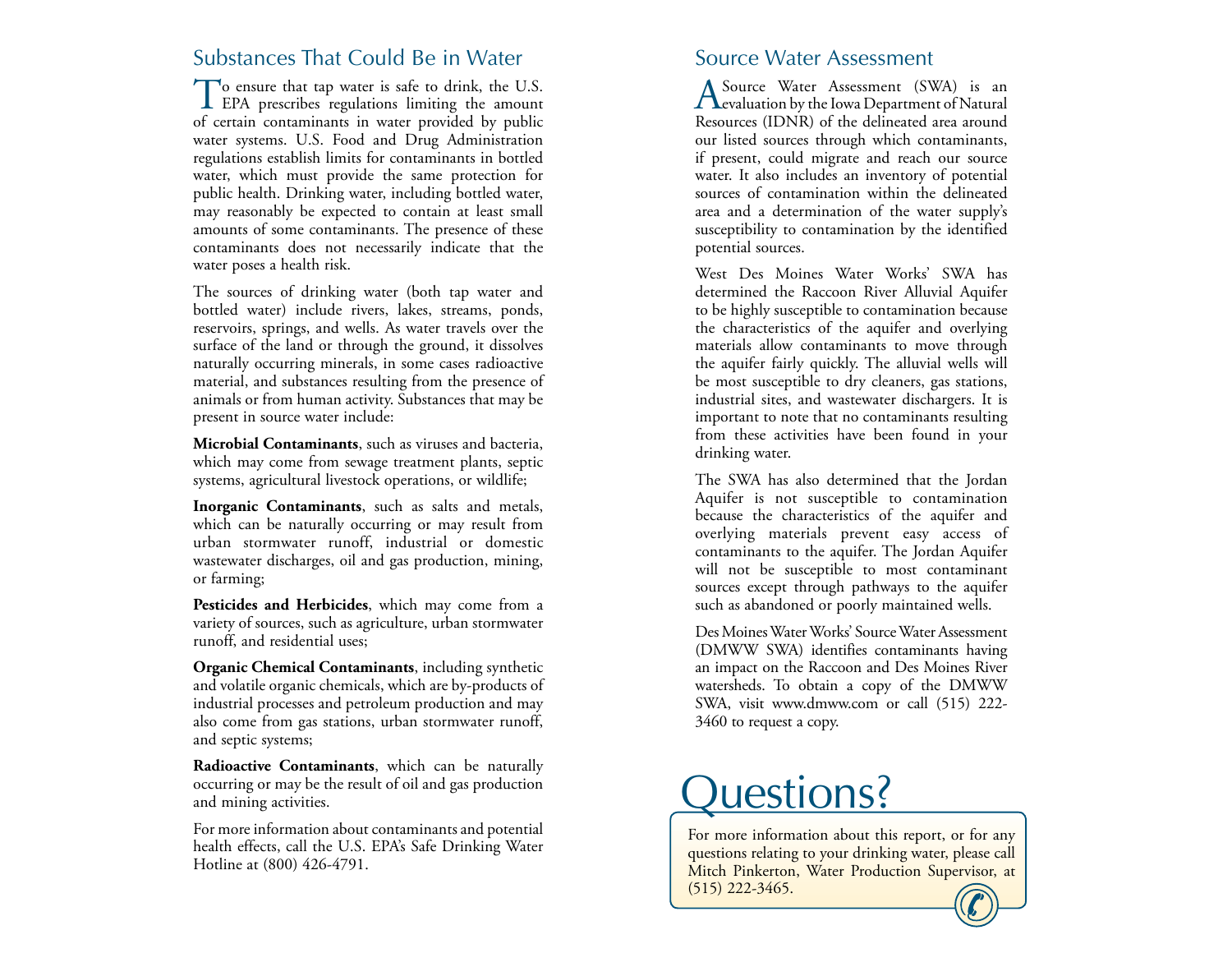## Substances That Could Be in Water

To ensure that tap water is safe to drink, the U.S. EPA prescribes regulations limiting the amount of certain contaminants in water provided by public water systems. U.S. Food and Drug Administration regulations establish limits for contaminants in bottled water, which must provide the same protection for public health. Drinking water, including bottled water, may reasonably be expected to contain at least small amounts of some contaminants. The presence of these contaminants does not necessarily indicate that the water poses a health risk.

The sources of drinking water (both tap water and bottled water) include rivers, lakes, streams, ponds, reservoirs, springs, and wells. As water travels over the surface of the land or through the ground, it dissolves naturally occurring minerals, in some cases radioactive material, and substances resulting from the presence of animals or from human activity. Substances that may be present in source water include:

**Microbial Contaminants**, such as viruses and bacteria, which may come from sewage treatment plants, septic systems, agricultural livestock operations, or wildlife;

**Inorganic Contaminants**, such as salts and metals, which can be naturally occurring or may result from urban stormwater runoff, industrial or domestic wastewater discharges, oil and gas production, mining, or farming;

**Pesticides and Herbicides**, which may come from a variety of sources, such as agriculture, urban stormwater runoff, and residential uses;

**Organic Chemical Contaminants**, including synthetic and volatile organic chemicals, which are by-products of industrial processes and petroleum production and may also come from gas stations, urban stormwater runoff, and septic systems;

**Radioactive Contaminants**, which can be naturally occurring or may be the result of oil and gas production and mining activities.

For more information about contaminants and potential health effects, call the U.S. EPA's Safe Drinking Water Hotline at (800) 426-4791.

## Source Water Assessment

A Source Water Assessment (SWA) is an evaluation by the Iowa Department of Natural Resources (IDNR) of the delineated area around our listed sources through which contaminants, if present, could migrate and reach our source water. It also includes an inventory of potential sources of contamination within the delineated area and a determination of the water supply's susceptibility to contamination by the identified potential sources.

West Des Moines Water Works' SWA has determined the Raccoon River Alluvial Aquifer to be highly susceptible to contamination because the characteristics of the aquifer and overlying materials allow contaminants to move through the aquifer fairly quickly. The alluvial wells will be most susceptible to dry cleaners, gas stations, industrial sites, and wastewater dischargers. It is important to note that no contaminants resulting from these activities have been found in your drinking water.

The SWA has also determined that the Jordan Aquifer is not susceptible to contamination because the characteristics of the aquifer and overlying materials prevent easy access of contaminants to the aquifer. The Jordan Aquifer will not be susceptible to most contaminant sources except through pathways to the aquifer such as abandoned or poorly maintained wells.

Des Moines Water Works' Source Water Assessment (DMWW SWA) identifies contaminants having an impact on the Raccoon and Des Moines River watersheds. To obtain a copy of the DMWW SWA, visit www.dmww.com or call (515) 222-3460 to request a copy.

# Questions?

For more information about this report, or for any questions relating to your drinking water, please call Mitch Pinkerton, Water Production Supervisor, at (515) 222-3465.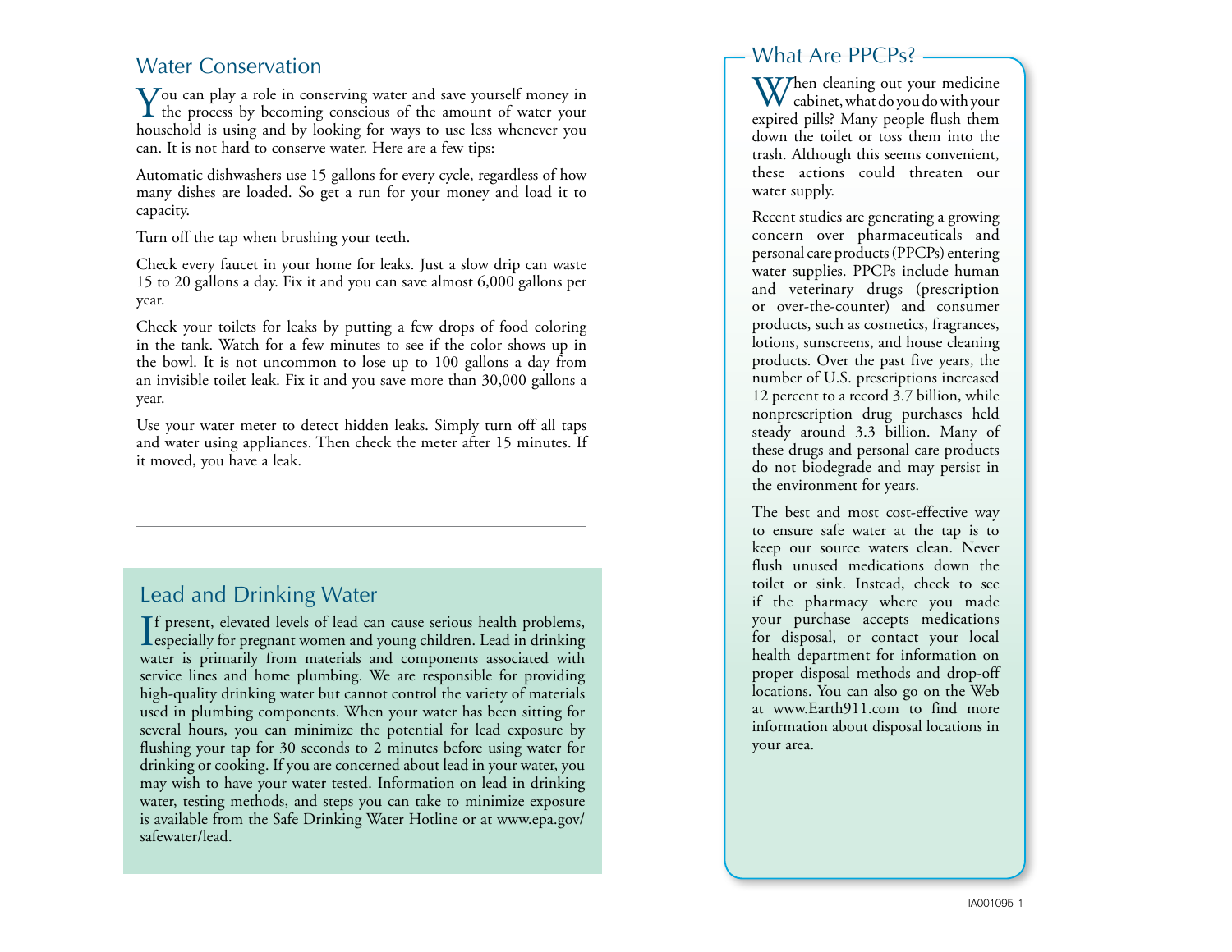## Water Conservation

You can play a role in conserving water and save yourself money in the process by becoming conscious of the amount of water your household is using and by looking for ways to use less whenever you can. It is not hard to conserve water. Here are a few tips:

Automatic dishwashers use 15 gallons for every cycle, regardless of how many dishes are loaded. So get a run for your money and load it to capacity.

Turn off the tap when brushing your teeth.

Check every faucet in your home for leaks. Just a slow drip can waste 15 to 20 gallons a day. Fix it and you can save almost 6,000 gallons per year.

Check your toilets for leaks by putting a few drops of food coloring in the tank. Watch for a few minutes to see if the color shows up in the bowl. It is not uncommon to lose up to 100 gallons a day from an invisible toilet leak. Fix it and you save more than 30,000 gallons a year.

Use your water meter to detect hidden leaks. Simply turn off all taps and water using appliances. Then check the meter after 15 minutes. If it moved, you have a leak.

---

## Lead and Drinking Water

If present, elevated levels of lead can cause serious health problems, especially for pregnant women and young children. Lead in drinking water is primarily from materials and components associated with service lines and home plumbing. We are responsible for providing high-quality drinking water but cannot control the variety of materials used in plumbing components. When your water has been sitting for several hours, you can minimize the potential for lead exposure by flushing your tap for 30 seconds to 2 minutes before using water for drinking or cooking. If you are concerned about lead in your water, you may wish to have your water tested. Information on lead in drinking water, testing methods, and steps you can take to minimize exposure is available from the Safe Drinking Water Hotline or at www.epa.gov/safewater/lead.

## What Are PPCPs?

When cleaning out your medicine cabinet, what do you do with your expired pills? Many people flush them down the toilet or toss them into the trash. Although this seems convenient, these actions could threaten our water supply.

Recent studies are generating a growing concern over pharmaceuticals and personal care products (PPCPs) entering water supplies. PPCPs include human and veterinary drugs (prescription or over-the-counter) and consumer products, such as cosmetics, fragrances, lotions, sunscreens, and house cleaning products. Over the past five years, the number of U.S. prescriptions increased 12 percent to a record 3.7 billion, while nonprescription drug purchases held steady around 3.3 billion. Many of these drugs and personal care products do not biodegrade and may persist in the environment for years.

The best and most cost-effective way to ensure safe water at the tap is to keep our source waters clean. Never flush unused medications down the toilet or sink. Instead, check to see if the pharmacy where you made your purchase accepts medications for disposal, or contact your local health department for information on proper disposal methods and drop-off locations. You can also go on the Web at www.Earth911.com to find more information about disposal locations in your area.

IA001095-1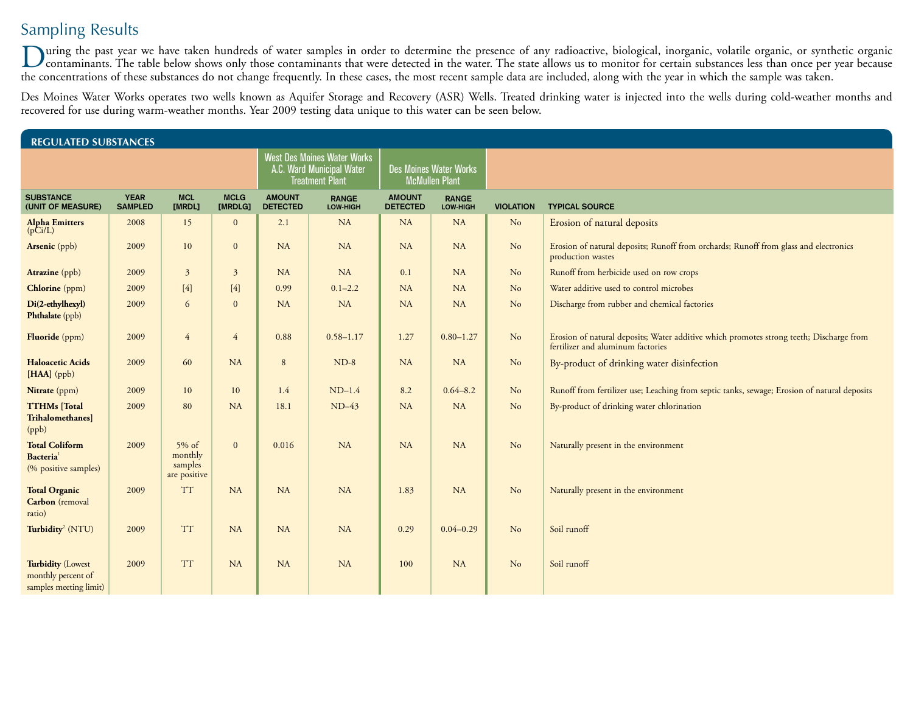# Sampling Results

During the past year we have taken hundreds of water samples in order to determine the presence of any radioactive, biological, inorganic, volatile organic, or synthetic organic contaminants. The table below shows only those contaminants that were detected in the water. The state allows us to monitor for certain substances less than once per year because the concentrations of these substances do not change frequently. In these cases, the most recent sample data are included, along with the year in which the sample was taken.

Des Moines Water Works operates two wells known as Aquifer Storage and Recovery (ASR) Wells. Treated drinking water is injected into the wells during cold-weather months and recovered for use during warm-weather months. Year 2009 testing data unique to this water can be seen below.

## REGULATED SUBSTANCES

| | | | | West Des Moines Water Works A.C. Ward Municipal Water Treatment Plant | | Des Moines Water Works McMullen Plant | | | |
|---|---|---|---|---|---|---|---|---|---|
| **SUBSTANCE (UNIT OF MEASURE)** | **YEAR SAMPLED** | **MCL [MRDL]** | **MCLG [MRDLG]** | **AMOUNT DETECTED** | **RANGE LOW-HIGH** | **AMOUNT DETECTED** | **RANGE LOW-HIGH** | **VIOLATION** | **TYPICAL SOURCE** |
| **Alpha Emitters** (pCi/L) | 2008 | 15 | 0 | 2.1 | NA | NA | NA | No | Erosion of natural deposits |
| **Arsenic** (ppb) | 2009 | 10 | 0 | NA | NA | NA | NA | No | Erosion of natural deposits; Runoff from orchards; Runoff from glass and electronics production wastes |
| **Atrazine** (ppb) | 2009 | 3 | 3 | NA | NA | 0.1 | NA | No | Runoff from herbicide used on row crops |
| **Chlorine** (ppm) | 2009 | [4] | [4] | 0.99 | 0.1–2.2 | NA | NA | No | Water additive used to control microbes |
| **Di(2-ethylhexyl) Phthalate** (ppb) | 2009 | 6 | 0 | NA | NA | NA | NA | No | Discharge from rubber and chemical factories |
| **Fluoride** (ppm) | 2009 | 4 | 4 | 0.88 | 0.58–1.17 | 1.27 | 0.80–1.27 | No | Erosion of natural deposits; Water additive which promotes strong teeth; Discharge from fertilizer and aluminum factories |
| **Haloacetic Acids [HAA]** (ppb) | 2009 | 60 | NA | 8 | ND-8 | NA | NA | No | By-product of drinking water disinfection |
| **Nitrate** (ppm) | 2009 | 10 | 10 | 1.4 | ND–1.4 | 8.2 | 0.64–8.2 | No | Runoff from fertilizer use; Leaching from septic tanks, sewage; Erosion of natural deposits |
| **TTHMs [Total Trihalomethanes]** (ppb) | 2009 | 80 | NA | 18.1 | ND–43 | NA | NA | No | By-product of drinking water chlorination |
| **Total Coliform Bacteria**[1] (% positive samples) | 2009 | 5% of monthly samples are positive | 0 | 0.016 | NA | NA | NA | No | Naturally present in the environment |
| **Total Organic Carbon** (removal ratio) | 2009 | TT | NA | NA | NA | 1.83 | NA | No | Naturally present in the environment |
| **Turbidity**[2] (NTU) | 2009 | TT | NA | NA | NA | 0.29 | 0.04–0.29 | No | Soil runoff |
| **Turbidity** (Lowest monthly percent of samples meeting limit) | 2009 | TT | NA | NA | NA | 100 | NA | No | Soil runoff |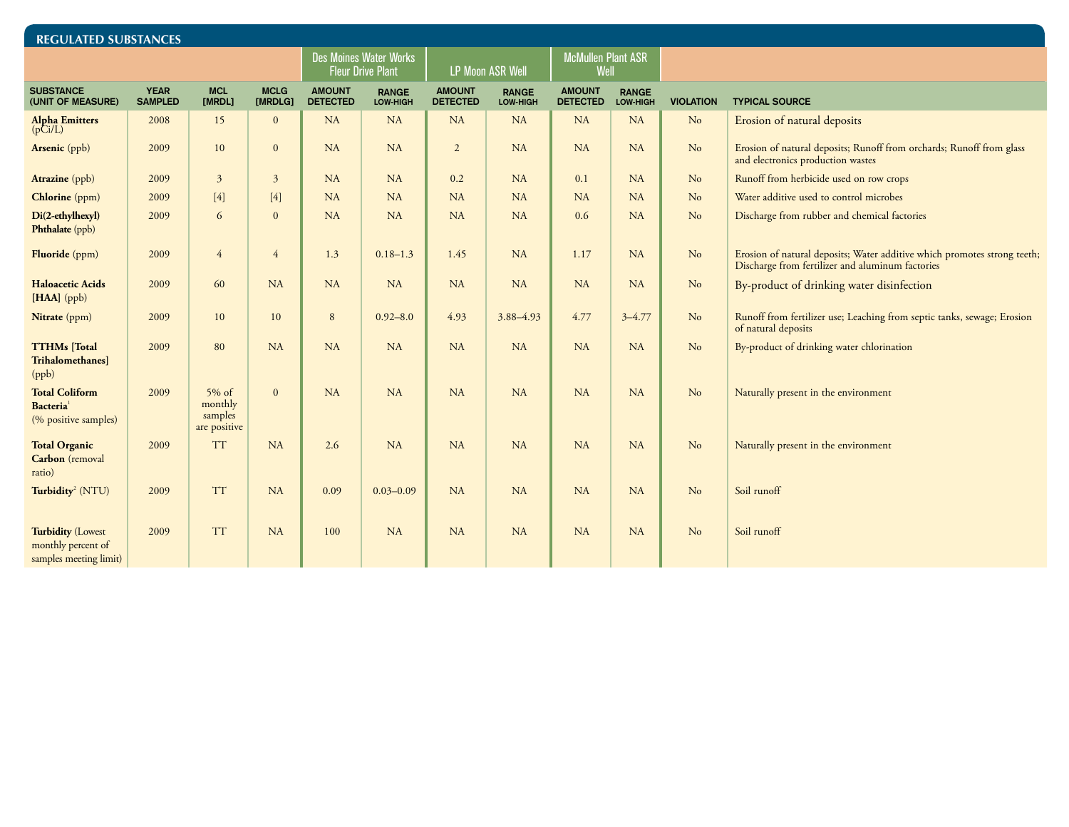## REGULATED SUBSTANCES

| | | | | Des Moines Water Works Fleur Drive Plant | | LP Moon ASR Well | | McMullen Plant ASR Well | | | |
|---|---|---|---|---|---|---|---|---|---|---|---|
| SUBSTANCE (UNIT OF MEASURE) | YEAR SAMPLED | MCL [MRDL] | MCLG [MRDLG] | AMOUNT DETECTED | RANGE LOW-HIGH | AMOUNT DETECTED | RANGE LOW-HIGH | AMOUNT DETECTED | RANGE LOW-HIGH | VIOLATION | TYPICAL SOURCE |
| **Alpha Emitters** (pCi/L) | 2008 | 15 | 0 | NA | NA | NA | NA | NA | NA | No | Erosion of natural deposits |
| **Arsenic** (ppb) | 2009 | 10 | 0 | NA | NA | 2 | NA | NA | NA | No | Erosion of natural deposits; Runoff from orchards; Runoff from glass and electronics production wastes |
| **Atrazine** (ppb) | 2009 | 3 | 3 | NA | NA | 0.2 | NA | 0.1 | NA | No | Runoff from herbicide used on row crops |
| **Chlorine** (ppm) | 2009 | [4] | [4] | NA | NA | NA | NA | NA | NA | No | Water additive used to control microbes |
| **Di(2-ethylhexyl) Phthalate** (ppb) | 2009 | 6 | 0 | NA | NA | NA | NA | 0.6 | NA | No | Discharge from rubber and chemical factories |
| **Fluoride** (ppm) | 2009 | 4 | 4 | 1.3 | 0.18–1.3 | 1.45 | NA | 1.17 | NA | No | Erosion of natural deposits; Water additive which promotes strong teeth; Discharge from fertilizer and aluminum factories |
| **Haloacetic Acids [HAA]** (ppb) | 2009 | 60 | NA | NA | NA | NA | NA | NA | NA | No | By-product of drinking water disinfection |
| **Nitrate** (ppm) | 2009 | 10 | 10 | 8 | 0.92–8.0 | 4.93 | 3.88–4.93 | 4.77 | 3–4.77 | No | Runoff from fertilizer use; Leaching from septic tanks, sewage; Erosion of natural deposits |
| **TTHMs [Total Trihalomethanes]** (ppb) | 2009 | 80 | NA | NA | NA | NA | NA | NA | NA | No | By-product of drinking water chlorination |
| **Total Coliform Bacteria**[1] (% positive samples) | 2009 | 5% of monthly samples are positive | 0 | NA | NA | NA | NA | NA | NA | No | Naturally present in the environment |
| **Total Organic Carbon** (removal ratio) | 2009 | TT | NA | 2.6 | NA | NA | NA | NA | NA | No | Naturally present in the environment |
| **Turbidity**[2] (NTU) | 2009 | TT | NA | 0.09 | 0.03–0.09 | NA | NA | NA | NA | No | Soil runoff |
| **Turbidity** (Lowest monthly percent of samples meeting limit) | 2009 | TT | NA | 100 | NA | NA | NA | NA | NA | No | Soil runoff |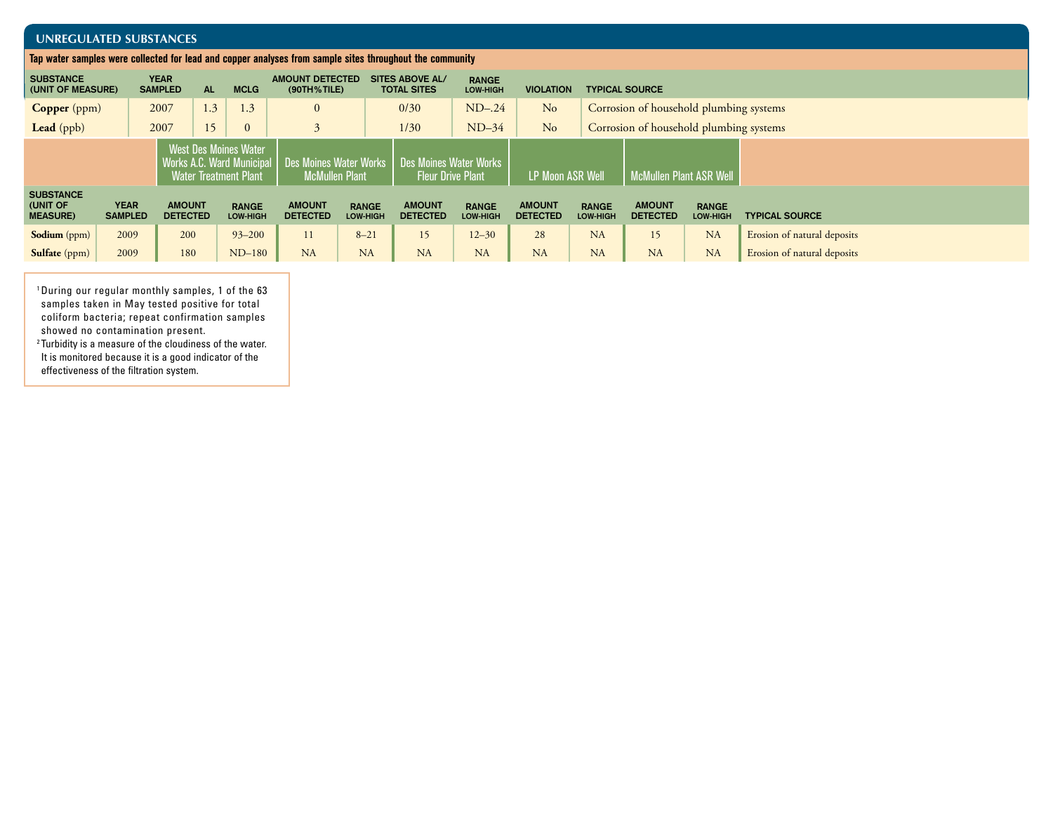## UNREGULATED SUBSTANCES

**Tap water samples were collected for lead and copper analyses from sample sites throughout the community**

| SUBSTANCE (UNIT OF MEASURE) | YEAR SAMPLED | AL | MCLG | AMOUNT DETECTED (90TH%TILE) | SITES ABOVE AL/ TOTAL SITES | RANGE LOW-HIGH | VIOLATION | TYPICAL SOURCE |
|---|---|---|---|---|---|---|---|---|
| **Copper** (ppm) | 2007 | 1.3 | 1.3 | 0 | 0/30 | ND–.24 | No | Corrosion of household plumbing systems |
| **Lead** (ppb) | 2007 | 15 | 0 | 3 | 1/30 | ND–34 | No | Corrosion of household plumbing systems |

| | | West Des Moines Water Works A.C. Ward Municipal Water Treatment Plant | | Des Moines Water Works McMullen Plant | | Des Moines Water Works Fleur Drive Plant | | LP Moon ASR Well | | McMullen Plant ASR Well | | |
|---|---|---|---|---|---|---|---|---|---|---|---|---|
| SUBSTANCE (UNIT OF MEASURE) | YEAR SAMPLED | AMOUNT DETECTED | RANGE LOW-HIGH | AMOUNT DETECTED | RANGE LOW-HIGH | AMOUNT DETECTED | RANGE LOW-HIGH | AMOUNT DETECTED | RANGE LOW-HIGH | AMOUNT DETECTED | RANGE LOW-HIGH | TYPICAL SOURCE |
| **Sodium** (ppm) | 2009 | 200 | 93–200 | 11 | 8–21 | 15 | 12–30 | 28 | NA | 15 | NA | Erosion of natural deposits |
| **Sulfate** (ppm) | 2009 | 180 | ND–180 | NA | NA | NA | NA | NA | NA | NA | NA | Erosion of natural deposits |

[1] During our regular monthly samples, 1 of the 63 samples taken in May tested positive for total coliform bacteria; repeat confirmation samples showed no contamination present.

[2] Turbidity is a measure of the cloudiness of the water. It is monitored because it is a good indicator of the effectiveness of the filtration system.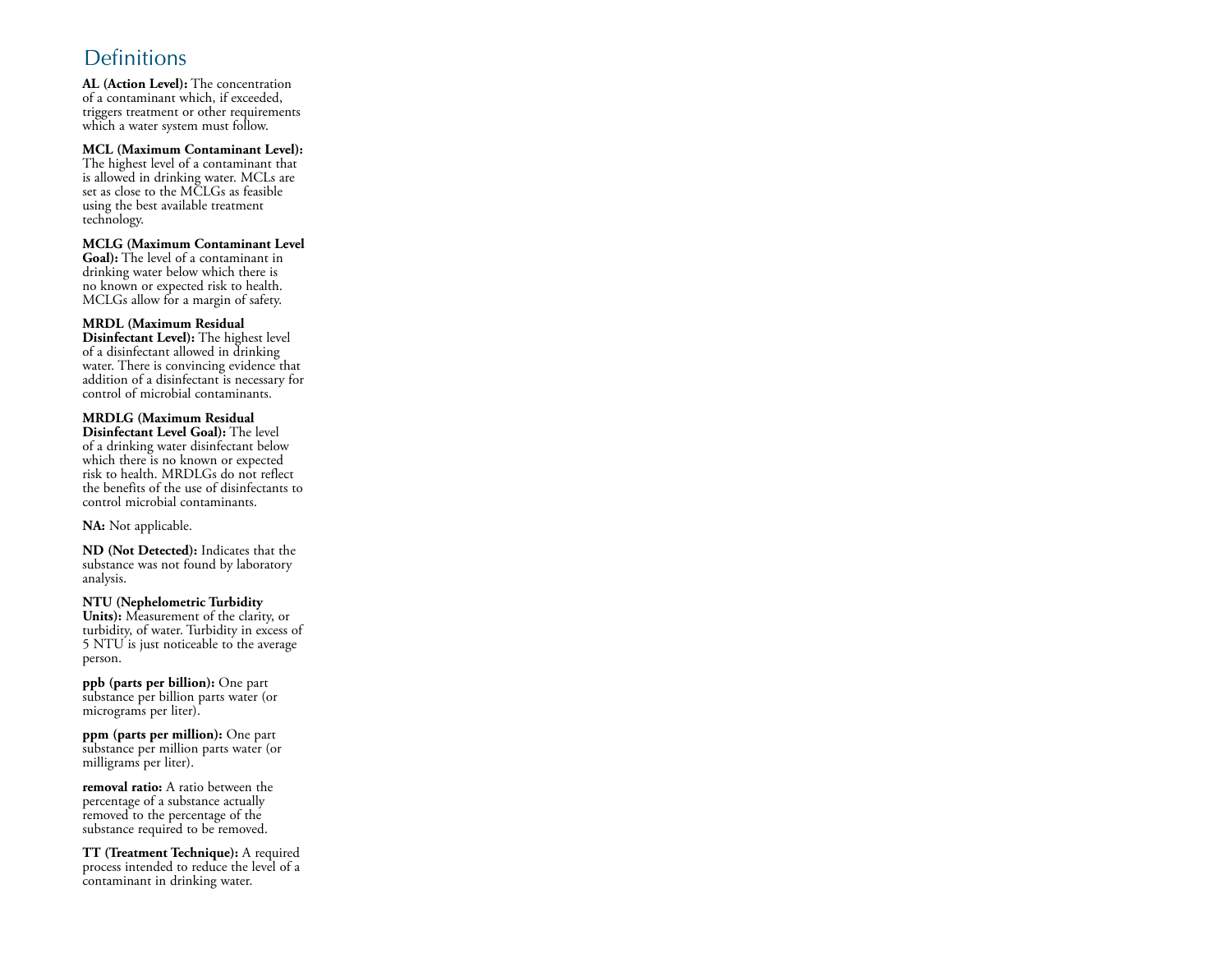## Definitions

**AL (Action Level):** The concentration of a contaminant which, if exceeded, triggers treatment or other requirements which a water system must follow.

**MCL (Maximum Contaminant Level):** The highest level of a contaminant that is allowed in drinking water. MCLs are set as close to the MCLGs as feasible using the best available treatment technology.

**MCLG (Maximum Contaminant Level Goal):** The level of a contaminant in drinking water below which there is no known or expected risk to health. MCLGs allow for a margin of safety.

**MRDL (Maximum Residual Disinfectant Level):** The highest level of a disinfectant allowed in drinking water. There is convincing evidence that addition of a disinfectant is necessary for control of microbial contaminants.

**MRDLG (Maximum Residual Disinfectant Level Goal):** The level of a drinking water disinfectant below which there is no known or expected risk to health. MRDLGs do not reflect the benefits of the use of disinfectants to control microbial contaminants.

**NA:** Not applicable.

**ND (Not Detected):** Indicates that the substance was not found by laboratory analysis.

**NTU (Nephelometric Turbidity Units):** Measurement of the clarity, or turbidity, of water. Turbidity in excess of 5 NTU is just noticeable to the average person.

**ppb (parts per billion):** One part substance per billion parts water (or micrograms per liter).

**ppm (parts per million):** One part substance per million parts water (or milligrams per liter).

**removal ratio:** A ratio between the percentage of a substance actually removed to the percentage of the substance required to be removed.

**TT (Treatment Technique):** A required process intended to reduce the level of a contaminant in drinking water.